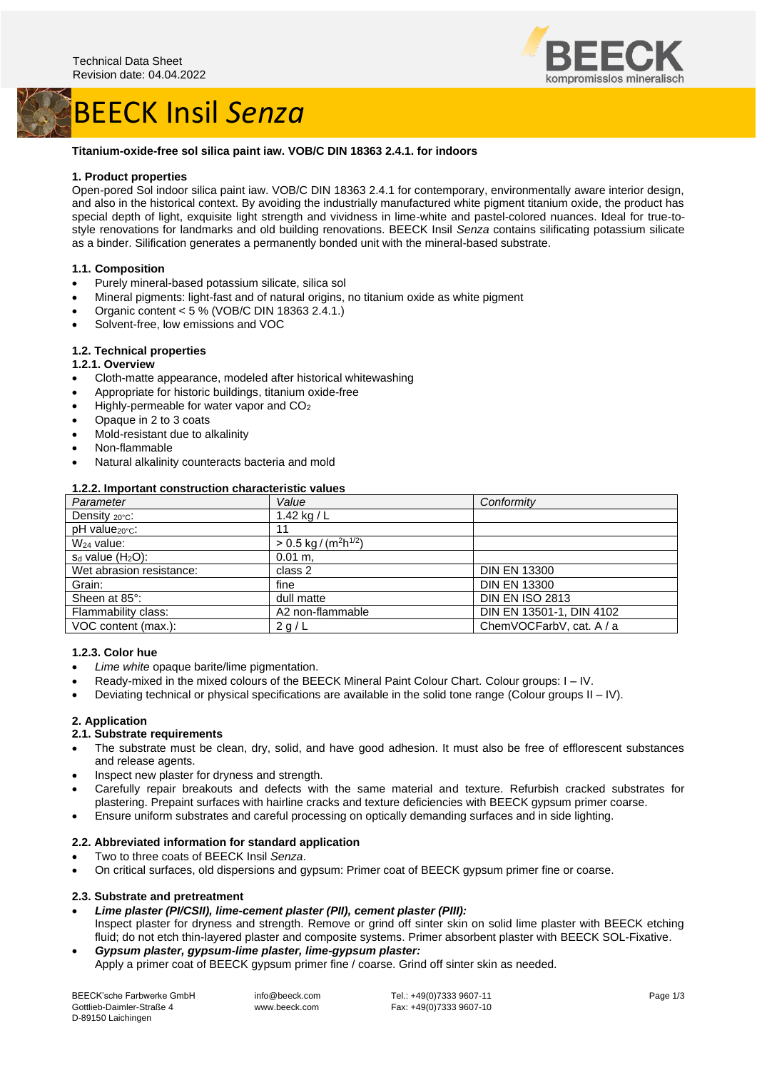Technical Data Sheet
Revision date: 04.04.2022

# BEECK Insil *Senza*

**Titanium-oxide-free sol silica paint iaw. VOB/C DIN 18363 2.4.1. for indoors**

## 1. Product properties

Open-pored Sol indoor silica paint iaw. VOB/C DIN 18363 2.4.1 for contemporary, environmentally aware interior design, and also in the historical context. By avoiding the industrially manufactured white pigment titanium oxide, the product has special depth of light, exquisite light strength and vividness in lime-white and pastel-colored nuances. Ideal for true-to-style renovations for landmarks and old building renovations. BEECK Insil *Senza* contains silificating potassium silicate as a binder. Silification generates a permanently bonded unit with the mineral-based substrate.

### 1.1. Composition

- Purely mineral-based potassium silicate, silica sol
- Mineral pigments: light-fast and of natural origins, no titanium oxide as white pigment
- Organic content < 5 % (VOB/C DIN 18363 2.4.1.)
- Solvent-free, low emissions and VOC

### 1.2. Technical properties

#### 1.2.1. Overview

- Cloth-matte appearance, modeled after historical whitewashing
- Appropriate for historic buildings, titanium oxide-free
- Highly-permeable for water vapor and $CO_2$
- Opaque in 2 to 3 coats
- Mold-resistant due to alkalinity
- Non-flammable
- Natural alkalinity counteracts bacteria and mold

#### 1.2.2. Important construction characteristic values

| *Parameter* | *Value* | *Conformity* |
|---|---|---|
| Density $_{20°C}$: | 1.42 kg / L | |
| pH value$_{20°C}$: | 11 | |
| $W_{24}$ value: | > 0.5 kg / ($m^2h^{1/2}$) | |
| $s_d$ value ($H_2O$): | 0.01 m, | |
| Wet abrasion resistance: | class 2 | DIN EN 13300 |
| Grain: | fine | DIN EN 13300 |
| Sheen at 85°: | dull matte | DIN EN ISO 2813 |
| Flammability class: | A2 non-flammable | DIN EN 13501-1, DIN 4102 |
| VOC content (max.): | 2 g / L | ChemVOCFarbV, cat. A / a |

#### 1.2.3. Color hue

- *Lime white* opaque barite/lime pigmentation.
- Ready-mixed in the mixed colours of the BEECK Mineral Paint Colour Chart. Colour groups: I – IV.
- Deviating technical or physical specifications are available in the solid tone range (Colour groups II – IV).

## 2. Application

### 2.1. Substrate requirements

- The substrate must be clean, dry, solid, and have good adhesion. It must also be free of efflorescent substances and release agents.
- Inspect new plaster for dryness and strength.
- Carefully repair breakouts and defects with the same material and texture. Refurbish cracked substrates for plastering. Prepaint surfaces with hairline cracks and texture deficiencies with BEECK gypsum primer coarse.
- Ensure uniform substrates and careful processing on optically demanding surfaces and in side lighting.

### 2.2. Abbreviated information for standard application

- Two to three coats of BEECK Insil *Senza*.
- On critical surfaces, old dispersions and gypsum: Primer coat of BEECK gypsum primer fine or coarse.

### 2.3. Substrate and pretreatment

- ***Lime plaster (PI/CSII), lime-cement plaster (PII), cement plaster (PIII):***
  Inspect plaster for dryness and strength. Remove or grind off sinter skin on solid lime plaster with BEECK etching fluid; do not etch thin-layered plaster and composite systems. Primer absorbent plaster with BEECK SOL-Fixative.
- ***Gypsum plaster, gypsum-lime plaster, lime-gypsum plaster:***
  Apply a primer coat of BEECK gypsum primer fine / coarse. Grind off sinter skin as needed.

BEECK'sche Farbwerke GmbH
Gottlieb-Daimler-Straße 4
D-89150 Laichingen

info@beeck.com
www.beeck.com

Tel.: +49(0)7333 9607-11
Fax: +49(0)7333 9607-10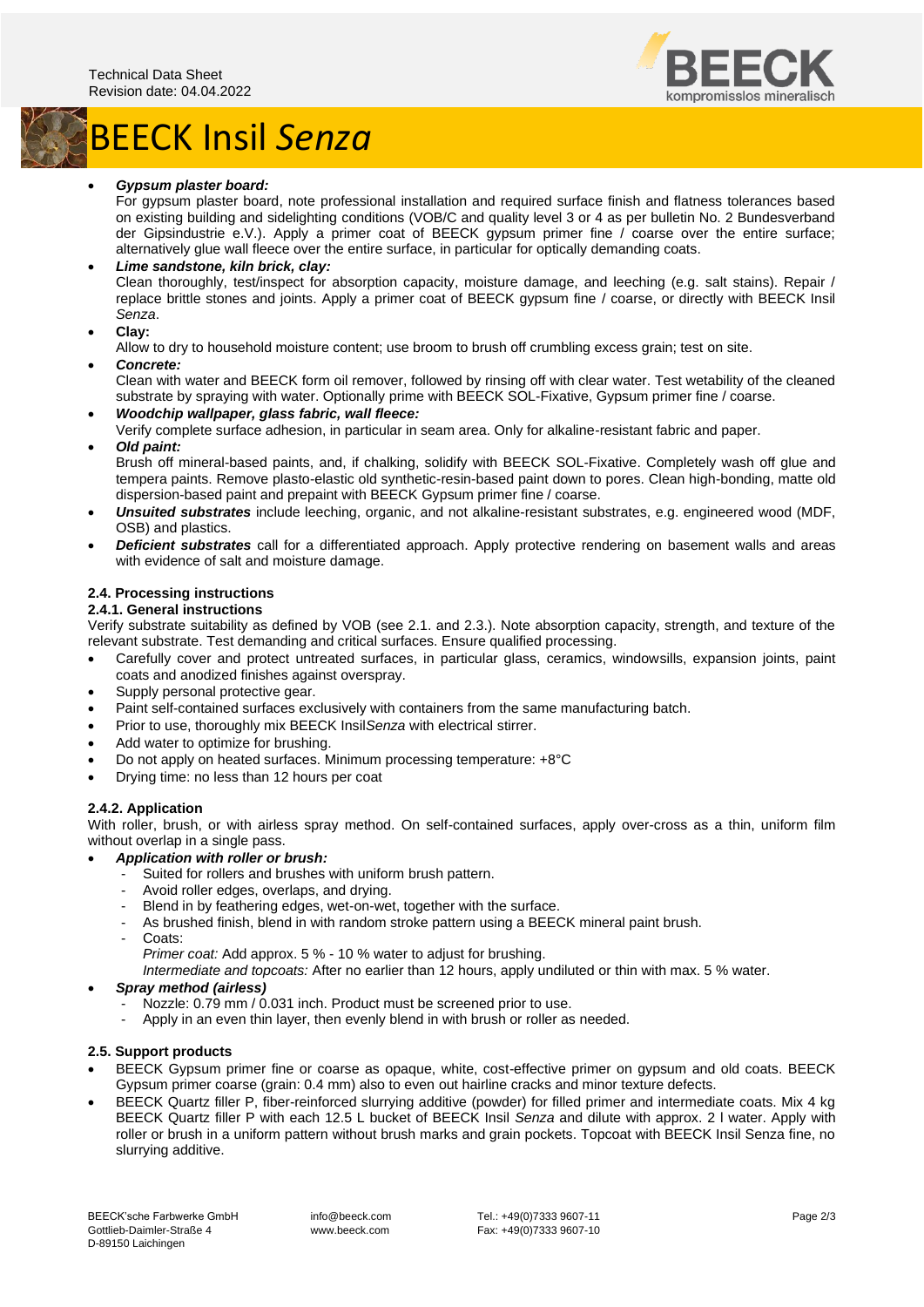- ***Gypsum plaster board:***
  For gypsum plaster board, note professional installation and required surface finish and flatness tolerances based on existing building and sidelighting conditions (VOB/C and quality level 3 or 4 as per bulletin No. 2 Bundesverband der Gipsindustrie e.V.). Apply a primer coat of BEECK gypsum primer fine / coarse over the entire surface; alternatively glue wall fleece over the entire surface, in particular for optically demanding coats.
- ***Lime sandstone, kiln brick, clay:***
  Clean thoroughly, test/inspect for absorption capacity, moisture damage, and leeching (e.g. salt stains). Repair / replace brittle stones and joints. Apply a primer coat of BEECK gypsum fine / coarse, or directly with BEECK Insil *Senza*.
- **Clay:**
  Allow to dry to household moisture content; use broom to brush off crumbling excess grain; test on site.
- ***Concrete:***
  Clean with water and BEECK form oil remover, followed by rinsing off with clear water. Test wetability of the cleaned substrate by spraying with water. Optionally prime with BEECK SOL-Fixative, Gypsum primer fine / coarse.
- ***Woodchip wallpaper, glass fabric, wall fleece:***
  Verify complete surface adhesion, in particular in seam area. Only for alkaline-resistant fabric and paper.
- ***Old paint:***
  Brush off mineral-based paints, and, if chalking, solidify with BEECK SOL-Fixative. Completely wash off glue and tempera paints. Remove plasto-elastic old synthetic-resin-based paint down to pores. Clean high-bonding, matte old dispersion-based paint and prepaint with BEECK Gypsum primer fine / coarse.
- ***Unsuited substrates*** include leeching, organic, and not alkaline-resistant substrates, e.g. engineered wood (MDF, OSB) and plastics.
- ***Deficient substrates*** call for a differentiated approach. Apply protective rendering on basement walls and areas with evidence of salt and moisture damage.

### 2.4. Processing instructions

#### 2.4.1. General instructions

Verify substrate suitability as defined by VOB (see 2.1. and 2.3.). Note absorption capacity, strength, and texture of the relevant substrate. Test demanding and critical surfaces. Ensure qualified processing.

- Carefully cover and protect untreated surfaces, in particular glass, ceramics, windowsills, expansion joints, paint coats and anodized finishes against overspray.
- Supply personal protective gear.
- Paint self-contained surfaces exclusively with containers from the same manufacturing batch.
- Prior to use, thoroughly mix BEECK Insil*Senza* with electrical stirrer.
- Add water to optimize for brushing.
- Do not apply on heated surfaces. Minimum processing temperature: +8°C
- Drying time: no less than 12 hours per coat

#### 2.4.2. Application

With roller, brush, or with airless spray method. On self-contained surfaces, apply over-cross as a thin, uniform film without overlap in a single pass.

- ***Application with roller or brush:***
  - Suited for rollers and brushes with uniform brush pattern.
  - Avoid roller edges, overlaps, and drying.
  - Blend in by feathering edges, wet-on-wet, together with the surface.
  - As brushed finish, blend in with random stroke pattern using a BEECK mineral paint brush.
  - Coats:
    *Primer coat:* Add approx. 5 % - 10 % water to adjust for brushing.
    *Intermediate and topcoats:* After no earlier than 12 hours, apply undiluted or thin with max. 5 % water.
- ***Spray method (airless)***
  - Nozzle: 0.79 mm / 0.031 inch. Product must be screened prior to use.
  - Apply in an even thin layer, then evenly blend in with brush or roller as needed.

### 2.5. Support products

- BEECK Gypsum primer fine or coarse as opaque, white, cost-effective primer on gypsum and old coats. BEECK Gypsum primer coarse (grain: 0.4 mm) also to even out hairline cracks and minor texture defects.
- BEECK Quartz filler P, fiber-reinforced slurrying additive (powder) for filled primer and intermediate coats. Mix 4 kg BEECK Quartz filler P with each 12.5 L bucket of BEECK Insil *Senza* and dilute with approx. 2 l water. Apply with roller or brush in a uniform pattern without brush marks and grain pockets. Topcoat with BEECK Insil Senza fine, no slurrying additive.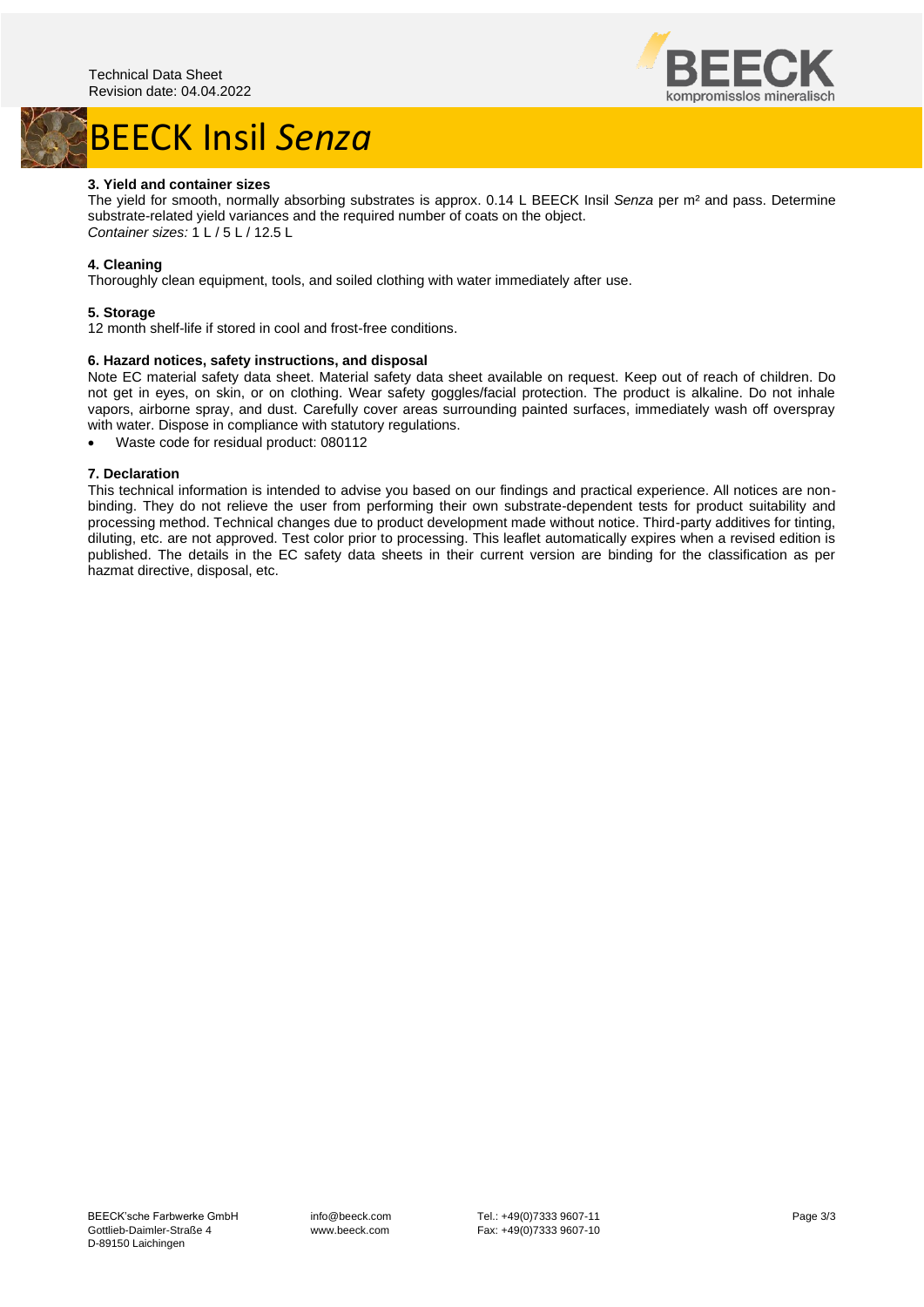# BEECK Insil *Senza*

### 3. Yield and container sizes

The yield for smooth, normally absorbing substrates is approx. 0.14 L BEECK Insil *Senza* per m² and pass. Determine substrate-related yield variances and the required number of coats on the object.
*Container sizes:* 1 L / 5 L / 12.5 L

### 4. Cleaning

Thoroughly clean equipment, tools, and soiled clothing with water immediately after use.

### 5. Storage

12 month shelf-life if stored in cool and frost-free conditions.

### 6. Hazard notices, safety instructions, and disposal

Note EC material safety data sheet. Material safety data sheet available on request. Keep out of reach of children. Do not get in eyes, on skin, or on clothing. Wear safety goggles/facial protection. The product is alkaline. Do not inhale vapors, airborne spray, and dust. Carefully cover areas surrounding painted surfaces, immediately wash off overspray with water. Dispose in compliance with statutory regulations.

- Waste code for residual product: 080112

### 7. Declaration

This technical information is intended to advise you based on our findings and practical experience. All notices are non-binding. They do not relieve the user from performing their own substrate-dependent tests for product suitability and processing method. Technical changes due to product development made without notice. Third-party additives for tinting, diluting, etc. are not approved. Test color prior to processing. This leaflet automatically expires when a revised edition is published. The details in the EC safety data sheets in their current version are binding for the classification as per hazmat directive, disposal, etc.